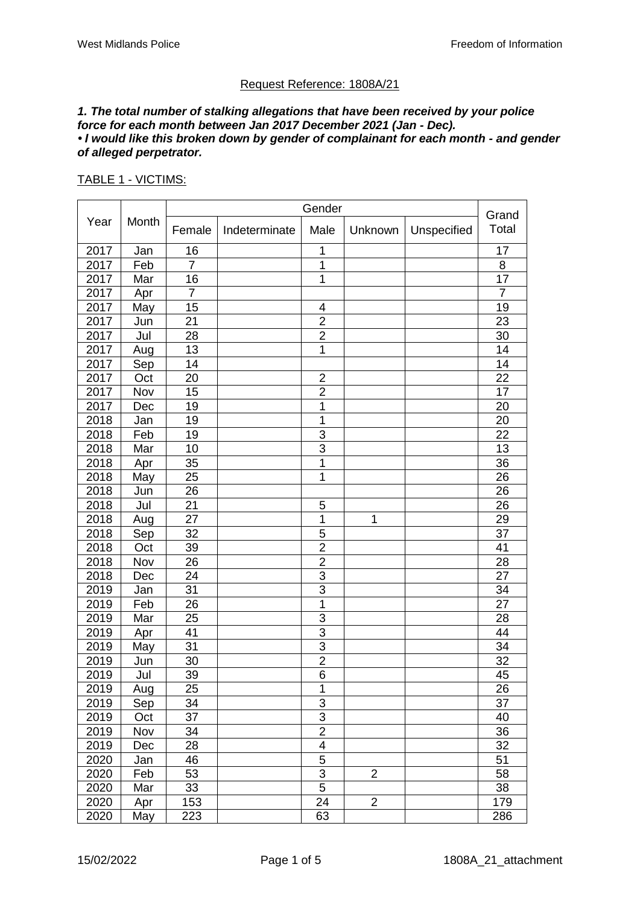Request Reference: 1808A/21

***1. The total number of stalking allegations that have been received by your police force for each month between Jan 2017 December 2021 (Jan - Dec).***
***• I would like this broken down by gender of complainant for each month - and gender of alleged perpetrator.***

TABLE 1 - VICTIMS:

| Year | Month | Gender | | | | | Grand Total |
|---|---|---|---|---|---|---|---|
| | | Female | Indeterminate | Male | Unknown | Unspecified | |
| 2017 | Jan | 16 | | 1 | | | 17 |
| 2017 | Feb | 7 | | 1 | | | 8 |
| 2017 | Mar | 16 | | 1 | | | 17 |
| 2017 | Apr | 7 | | | | | 7 |
| 2017 | May | 15 | | 4 | | | 19 |
| 2017 | Jun | 21 | | 2 | | | 23 |
| 2017 | Jul | 28 | | 2 | | | 30 |
| 2017 | Aug | 13 | | 1 | | | 14 |
| 2017 | Sep | 14 | | | | | 14 |
| 2017 | Oct | 20 | | 2 | | | 22 |
| 2017 | Nov | 15 | | 2 | | | 17 |
| 2017 | Dec | 19 | | 1 | | | 20 |
| 2018 | Jan | 19 | | 1 | | | 20 |
| 2018 | Feb | 19 | | 3 | | | 22 |
| 2018 | Mar | 10 | | 3 | | | 13 |
| 2018 | Apr | 35 | | 1 | | | 36 |
| 2018 | May | 25 | | 1 | | | 26 |
| 2018 | Jun | 26 | | | | | 26 |
| 2018 | Jul | 21 | | 5 | | | 26 |
| 2018 | Aug | 27 | | 1 | 1 | | 29 |
| 2018 | Sep | 32 | | 5 | | | 37 |
| 2018 | Oct | 39 | | 2 | | | 41 |
| 2018 | Nov | 26 | | 2 | | | 28 |
| 2018 | Dec | 24 | | 3 | | | 27 |
| 2019 | Jan | 31 | | 3 | | | 34 |
| 2019 | Feb | 26 | | 1 | | | 27 |
| 2019 | Mar | 25 | | 3 | | | 28 |
| 2019 | Apr | 41 | | 3 | | | 44 |
| 2019 | May | 31 | | 3 | | | 34 |
| 2019 | Jun | 30 | | 2 | | | 32 |
| 2019 | Jul | 39 | | 6 | | | 45 |
| 2019 | Aug | 25 | | 1 | | | 26 |
| 2019 | Sep | 34 | | 3 | | | 37 |
| 2019 | Oct | 37 | | 3 | | | 40 |
| 2019 | Nov | 34 | | 2 | | | 36 |
| 2019 | Dec | 28 | | 4 | | | 32 |
| 2020 | Jan | 46 | | 5 | | | 51 |
| 2020 | Feb | 53 | | 3 | 2 | | 58 |
| 2020 | Mar | 33 | | 5 | | | 38 |
| 2020 | Apr | 153 | | 24 | 2 | | 179 |
| 2020 | May | 223 | | 63 | | | 286 |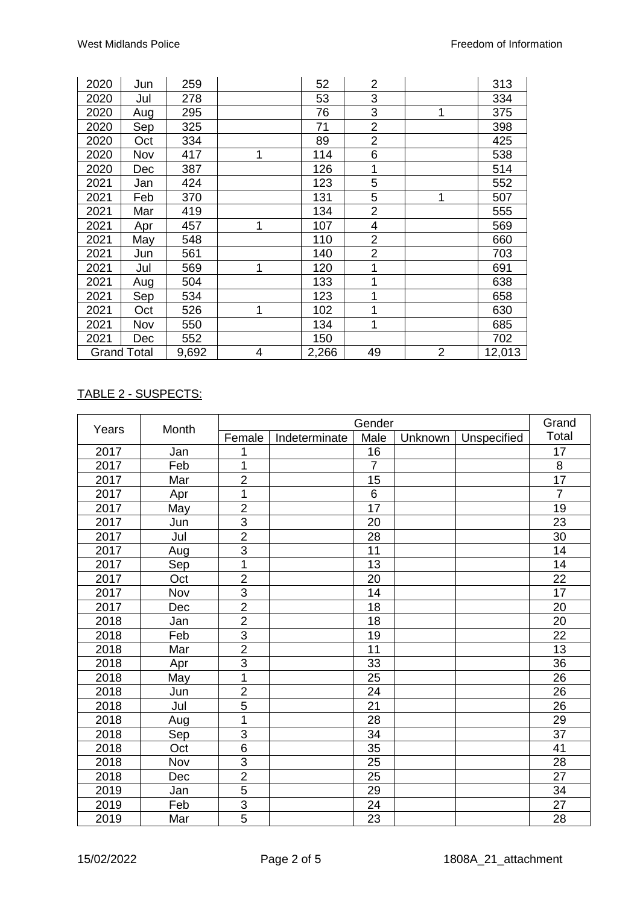| 2020 | Jun | 259 | | 52 | 2 | | 313 |
|---|---|---|---|---|---|---|---|
| 2020 | Jul | 278 | | 53 | 3 | | 334 |
| 2020 | Aug | 295 | | 76 | 3 | 1 | 375 |
| 2020 | Sep | 325 | | 71 | 2 | | 398 |
| 2020 | Oct | 334 | | 89 | 2 | | 425 |
| 2020 | Nov | 417 | 1 | 114 | 6 | | 538 |
| 2020 | Dec | 387 | | 126 | 1 | | 514 |
| 2021 | Jan | 424 | | 123 | 5 | | 552 |
| 2021 | Feb | 370 | | 131 | 5 | 1 | 507 |
| 2021 | Mar | 419 | | 134 | 2 | | 555 |
| 2021 | Apr | 457 | 1 | 107 | 4 | | 569 |
| 2021 | May | 548 | | 110 | 2 | | 660 |
| 2021 | Jun | 561 | | 140 | 2 | | 703 |
| 2021 | Jul | 569 | 1 | 120 | 1 | | 691 |
| 2021 | Aug | 504 | | 133 | 1 | | 638 |
| 2021 | Sep | 534 | | 123 | 1 | | 658 |
| 2021 | Oct | 526 | 1 | 102 | 1 | | 630 |
| 2021 | Nov | 550 | | 134 | 1 | | 685 |
| 2021 | Dec | 552 | | 150 | | | 702 |
| Grand Total | | 9,692 | 4 | 2,266 | 49 | 2 | 12,013 |

TABLE 2 - SUSPECTS:

| Years | Month | Gender | | | | | Grand Total |
|---|---|---|---|---|---|---|---|
| | | Female | Indeterminate | Male | Unknown | Unspecified | |
| 2017 | Jan | 1 | | 16 | | | 17 |
| 2017 | Feb | 1 | | 7 | | | 8 |
| 2017 | Mar | 2 | | 15 | | | 17 |
| 2017 | Apr | 1 | | 6 | | | 7 |
| 2017 | May | 2 | | 17 | | | 19 |
| 2017 | Jun | 3 | | 20 | | | 23 |
| 2017 | Jul | 2 | | 28 | | | 30 |
| 2017 | Aug | 3 | | 11 | | | 14 |
| 2017 | Sep | 1 | | 13 | | | 14 |
| 2017 | Oct | 2 | | 20 | | | 22 |
| 2017 | Nov | 3 | | 14 | | | 17 |
| 2017 | Dec | 2 | | 18 | | | 20 |
| 2018 | Jan | 2 | | 18 | | | 20 |
| 2018 | Feb | 3 | | 19 | | | 22 |
| 2018 | Mar | 2 | | 11 | | | 13 |
| 2018 | Apr | 3 | | 33 | | | 36 |
| 2018 | May | 1 | | 25 | | | 26 |
| 2018 | Jun | 2 | | 24 | | | 26 |
| 2018 | Jul | 5 | | 21 | | | 26 |
| 2018 | Aug | 1 | | 28 | | | 29 |
| 2018 | Sep | 3 | | 34 | | | 37 |
| 2018 | Oct | 6 | | 35 | | | 41 |
| 2018 | Nov | 3 | | 25 | | | 28 |
| 2018 | Dec | 2 | | 25 | | | 27 |
| 2019 | Jan | 5 | | 29 | | | 34 |
| 2019 | Feb | 3 | | 24 | | | 27 |
| 2019 | Mar | 5 | | 23 | | | 28 |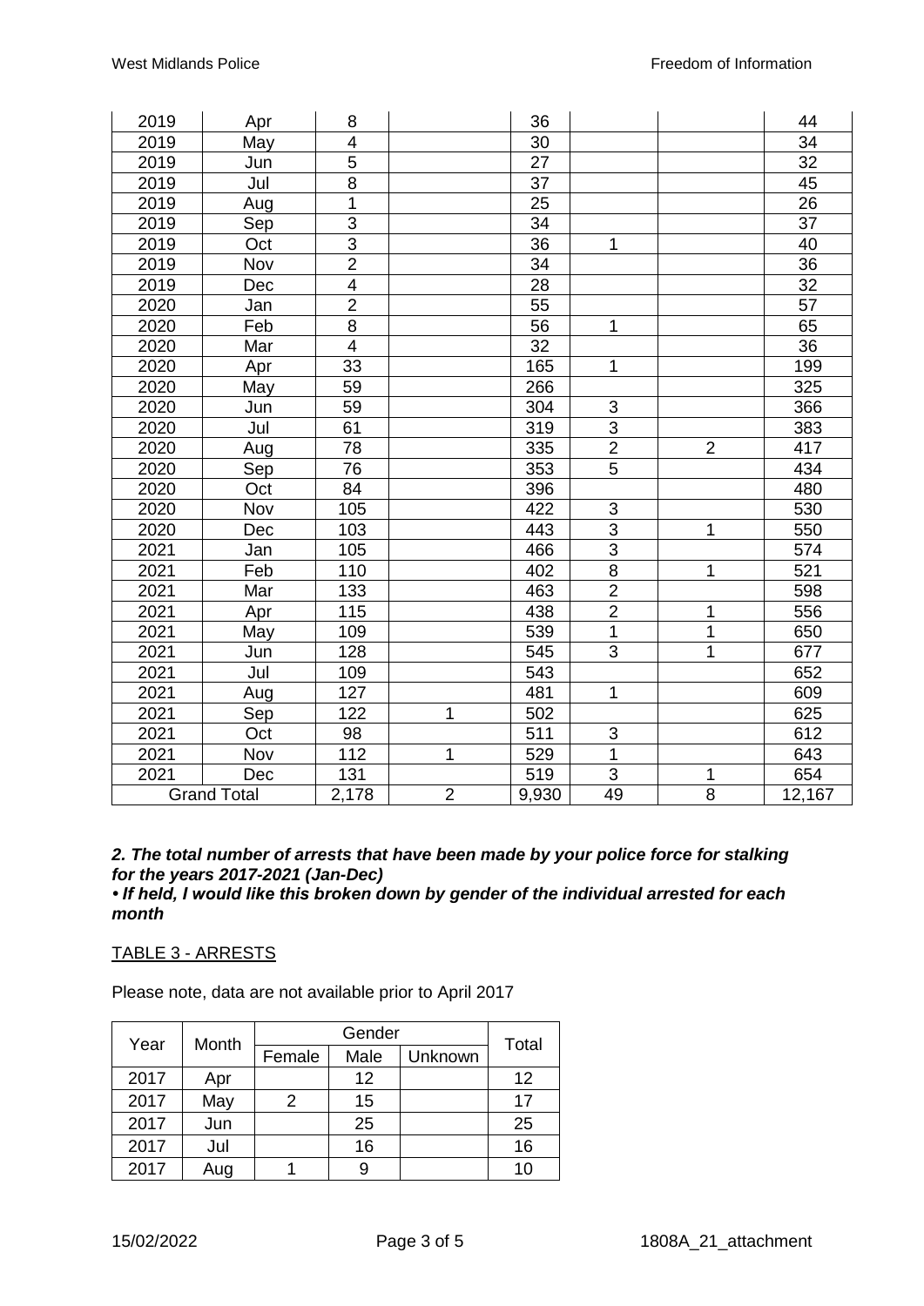| | | | | | | | |
|---|---|---|---|---|---|---|---|
| 2019 | Apr | 8 | | 36 | | | 44 |
| 2019 | May | 4 | | 30 | | | 34 |
| 2019 | Jun | 5 | | 27 | | | 32 |
| 2019 | Jul | 8 | | 37 | | | 45 |
| 2019 | Aug | 1 | | 25 | | | 26 |
| 2019 | Sep | 3 | | 34 | | | 37 |
| 2019 | Oct | 3 | | 36 | 1 | | 40 |
| 2019 | Nov | 2 | | 34 | | | 36 |
| 2019 | Dec | 4 | | 28 | | | 32 |
| 2020 | Jan | 2 | | 55 | | | 57 |
| 2020 | Feb | 8 | | 56 | 1 | | 65 |
| 2020 | Mar | 4 | | 32 | | | 36 |
| 2020 | Apr | 33 | | 165 | 1 | | 199 |
| 2020 | May | 59 | | 266 | | | 325 |
| 2020 | Jun | 59 | | 304 | 3 | | 366 |
| 2020 | Jul | 61 | | 319 | 3 | | 383 |
| 2020 | Aug | 78 | | 335 | 2 | 2 | 417 |
| 2020 | Sep | 76 | | 353 | 5 | | 434 |
| 2020 | Oct | 84 | | 396 | | | 480 |
| 2020 | Nov | 105 | | 422 | 3 | | 530 |
| 2020 | Dec | 103 | | 443 | 3 | 1 | 550 |
| 2021 | Jan | 105 | | 466 | 3 | | 574 |
| 2021 | Feb | 110 | | 402 | 8 | 1 | 521 |
| 2021 | Mar | 133 | | 463 | 2 | | 598 |
| 2021 | Apr | 115 | | 438 | 2 | 1 | 556 |
| 2021 | May | 109 | | 539 | 1 | 1 | 650 |
| 2021 | Jun | 128 | | 545 | 3 | 1 | 677 |
| 2021 | Jul | 109 | | 543 | | | 652 |
| 2021 | Aug | 127 | | 481 | 1 | | 609 |
| 2021 | Sep | 122 | 1 | 502 | | | 625 |
| 2021 | Oct | 98 | | 511 | 3 | | 612 |
| 2021 | Nov | 112 | 1 | 529 | 1 | | 643 |
| 2021 | Dec | 131 | | 519 | 3 | 1 | 654 |
| Grand Total | | 2,178 | 2 | 9,930 | 49 | 8 | 12,167 |

***2. The total number of arrests that have been made by your police force for stalking for the years 2017-2021 (Jan-Dec)***

***• If held, I would like this broken down by gender of the individual arrested for each month***

TABLE 3 - ARRESTS

Please note, data are not available prior to April 2017

| Year | Month | Gender | | | Total |
|---|---|---|---|---|---|
| | | Female | Male | Unknown | |
| 2017 | Apr | | 12 | | 12 |
| 2017 | May | 2 | 15 | | 17 |
| 2017 | Jun | | 25 | | 25 |
| 2017 | Jul | | 16 | | 16 |
| 2017 | Aug | 1 | 9 | | 10 |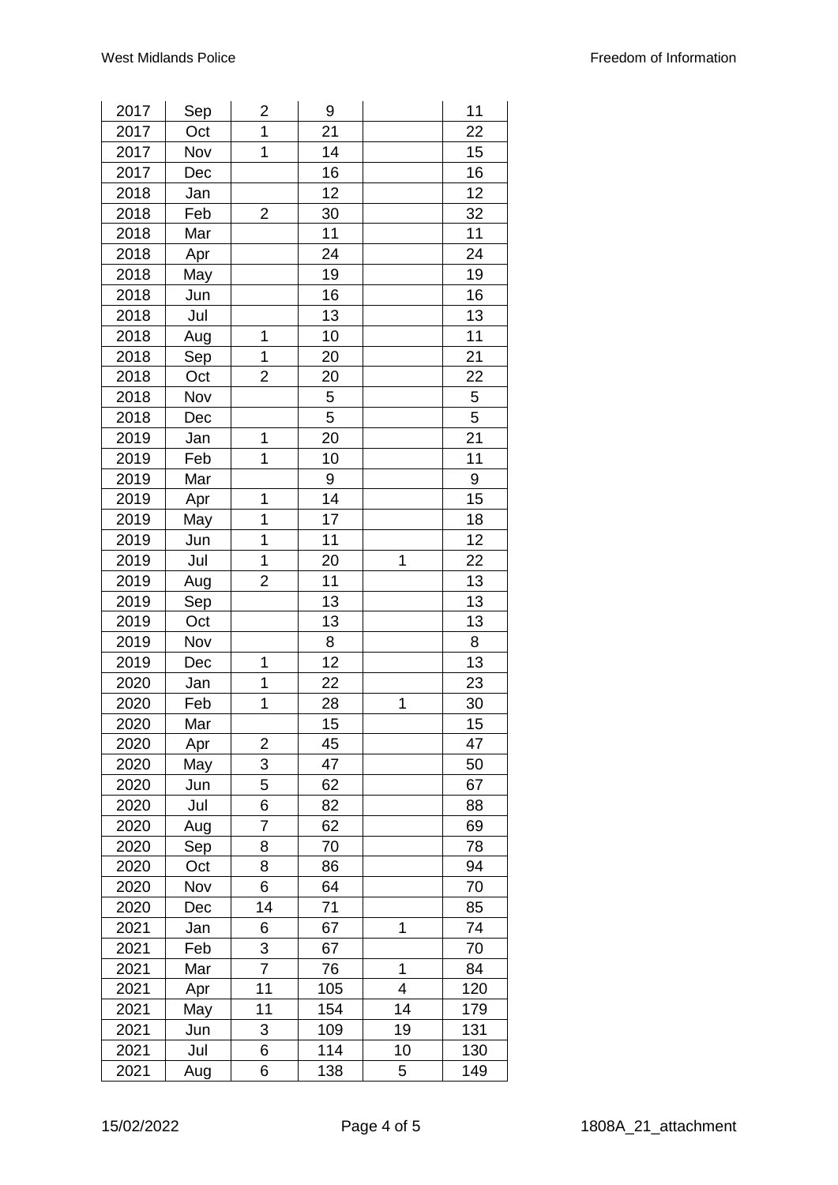| | | | | | |
|---|---|---|---|---|---|
| 2017 | Sep | 2 | 9 | | 11 |
| 2017 | Oct | 1 | 21 | | 22 |
| 2017 | Nov | 1 | 14 | | 15 |
| 2017 | Dec | | 16 | | 16 |
| 2018 | Jan | | 12 | | 12 |
| 2018 | Feb | 2 | 30 | | 32 |
| 2018 | Mar | | 11 | | 11 |
| 2018 | Apr | | 24 | | 24 |
| 2018 | May | | 19 | | 19 |
| 2018 | Jun | | 16 | | 16 |
| 2018 | Jul | | 13 | | 13 |
| 2018 | Aug | 1 | 10 | | 11 |
| 2018 | Sep | 1 | 20 | | 21 |
| 2018 | Oct | 2 | 20 | | 22 |
| 2018 | Nov | | 5 | | 5 |
| 2018 | Dec | | 5 | | 5 |
| 2019 | Jan | 1 | 20 | | 21 |
| 2019 | Feb | 1 | 10 | | 11 |
| 2019 | Mar | | 9 | | 9 |
| 2019 | Apr | 1 | 14 | | 15 |
| 2019 | May | 1 | 17 | | 18 |
| 2019 | Jun | 1 | 11 | | 12 |
| 2019 | Jul | 1 | 20 | 1 | 22 |
| 2019 | Aug | 2 | 11 | | 13 |
| 2019 | Sep | | 13 | | 13 |
| 2019 | Oct | | 13 | | 13 |
| 2019 | Nov | | 8 | | 8 |
| 2019 | Dec | 1 | 12 | | 13 |
| 2020 | Jan | 1 | 22 | | 23 |
| 2020 | Feb | 1 | 28 | 1 | 30 |
| 2020 | Mar | | 15 | | 15 |
| 2020 | Apr | 2 | 45 | | 47 |
| 2020 | May | 3 | 47 | | 50 |
| 2020 | Jun | 5 | 62 | | 67 |
| 2020 | Jul | 6 | 82 | | 88 |
| 2020 | Aug | 7 | 62 | | 69 |
| 2020 | Sep | 8 | 70 | | 78 |
| 2020 | Oct | 8 | 86 | | 94 |
| 2020 | Nov | 6 | 64 | | 70 |
| 2020 | Dec | 14 | 71 | | 85 |
| 2021 | Jan | 6 | 67 | 1 | 74 |
| 2021 | Feb | 3 | 67 | | 70 |
| 2021 | Mar | 7 | 76 | 1 | 84 |
| 2021 | Apr | 11 | 105 | 4 | 120 |
| 2021 | May | 11 | 154 | 14 | 179 |
| 2021 | Jun | 3 | 109 | 19 | 131 |
| 2021 | Jul | 6 | 114 | 10 | 130 |
| 2021 | Aug | 6 | 138 | 5 | 149 |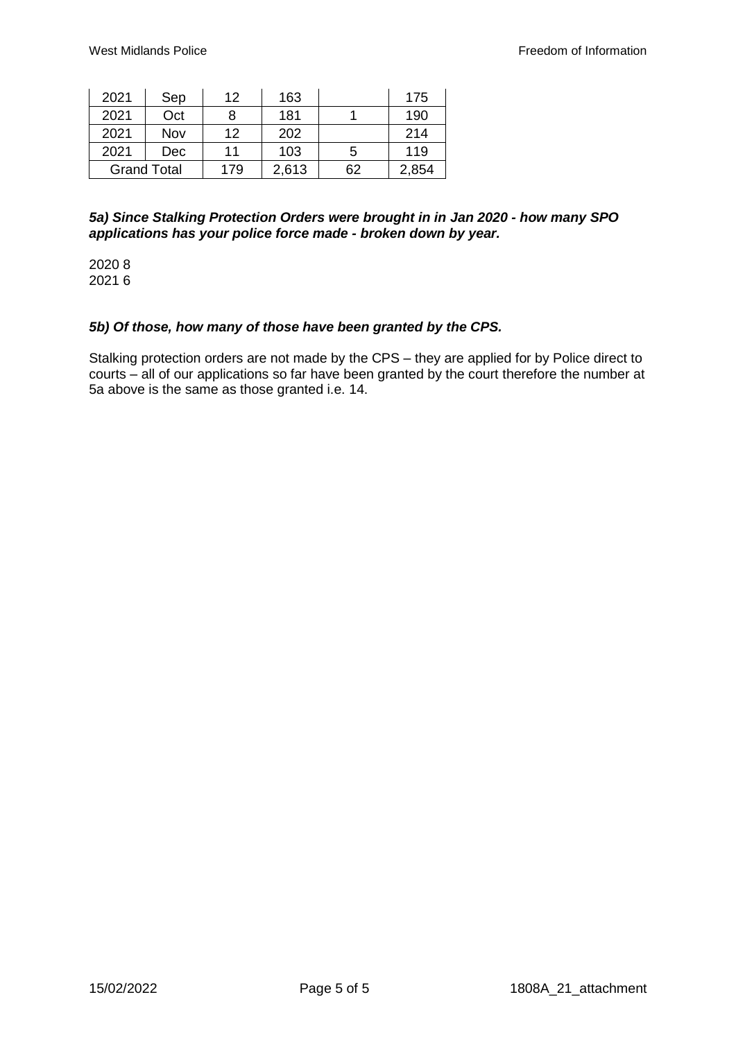| | | | | | |
|---|---|---|---|---|---|
| 2021 | Sep | 12 | 163 | | 175 |
| 2021 | Oct | 8 | 181 | 1 | 190 |
| 2021 | Nov | 12 | 202 | | 214 |
| 2021 | Dec | 11 | 103 | 5 | 119 |
| Grand Total | | 179 | 2,613 | 62 | 2,854 |

***5a) Since Stalking Protection Orders were brought in in Jan 2020 - how many SPO applications has your police force made - broken down by year.***

2020 8
2021 6

***5b) Of those, how many of those have been granted by the CPS.***

Stalking protection orders are not made by the CPS – they are applied for by Police direct to courts – all of our applications so far have been granted by the court therefore the number at 5a above is the same as those granted i.e. 14.